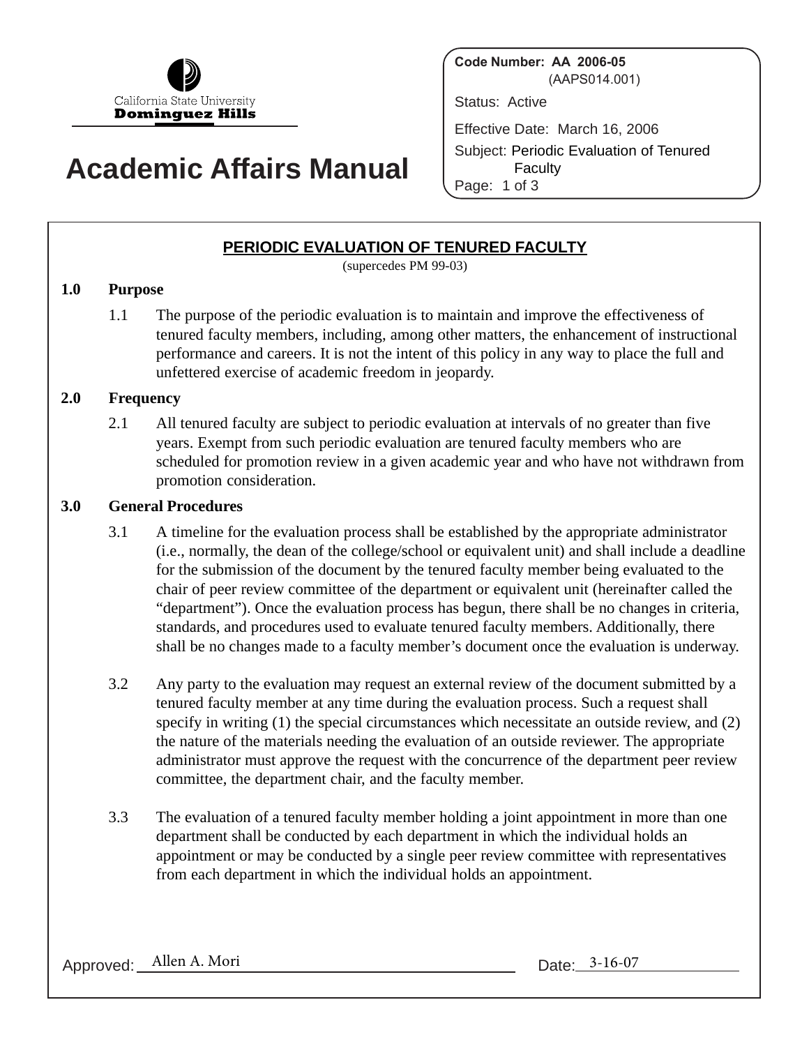California State University Dominguez Hills

# Academic Affairs Manual

Code Number: **AA 2006-05** (AAPS014.001)

Status: Active

Effective Date: March 16, 2006

Subject: Periodic Evaluation of Tenured Faculty

## PERIODIC EVALUATION OF TENURED FACULTY

(supercedes PM 99-03)

**1.0 Purpose**

1.1 The purpose of the periodic evaluation is to maintain and improve the effectiveness of tenured faculty members, including, among other matters, the enhancement of instructional performance and careers. It is not the intent of this policy in any way to place the full and unfettered exercise of academic freedom in jeopardy.

**2.0 Frequency**

2.1 All tenured faculty are subject to periodic evaluation at intervals of no greater than five years. Exempt from such periodic evaluation are tenured faculty members who are scheduled for promotion review in a given academic year and who have not withdrawn from promotion consideration.

**3.0 General Procedures**

3.1 A timeline for the evaluation process shall be established by the appropriate administrator (i.e., normally, the dean of the college/school or equivalent unit) and shall include a deadline for the submission of the document by the tenured faculty member being evaluated to the chair of peer review committee of the department or equivalent unit (hereinafter called the "department"). Once the evaluation process has begun, there shall be no changes in criteria, standards, and procedures used to evaluate tenured faculty members. Additionally, there shall be no changes made to a faculty member's document once the evaluation is underway.

3.2 Any party to the evaluation may request an external review of the document submitted by a tenured faculty member at any time during the evaluation process. Such a request shall specify in writing (1) the special circumstances which necessitate an outside review, and (2) the nature of the materials needing the evaluation of an outside reviewer. The appropriate administrator must approve the request with the concurrence of the department peer review committee, the department chair, and the faculty member.

3.3 The evaluation of a tenured faculty member holding a joint appointment in more than one department shall be conducted by each department in which the individual holds an appointment or may be conducted by a single peer review committee with representatives from each department in which the individual holds an appointment.

Approved: Allen A. Mori    Date: 3-16-07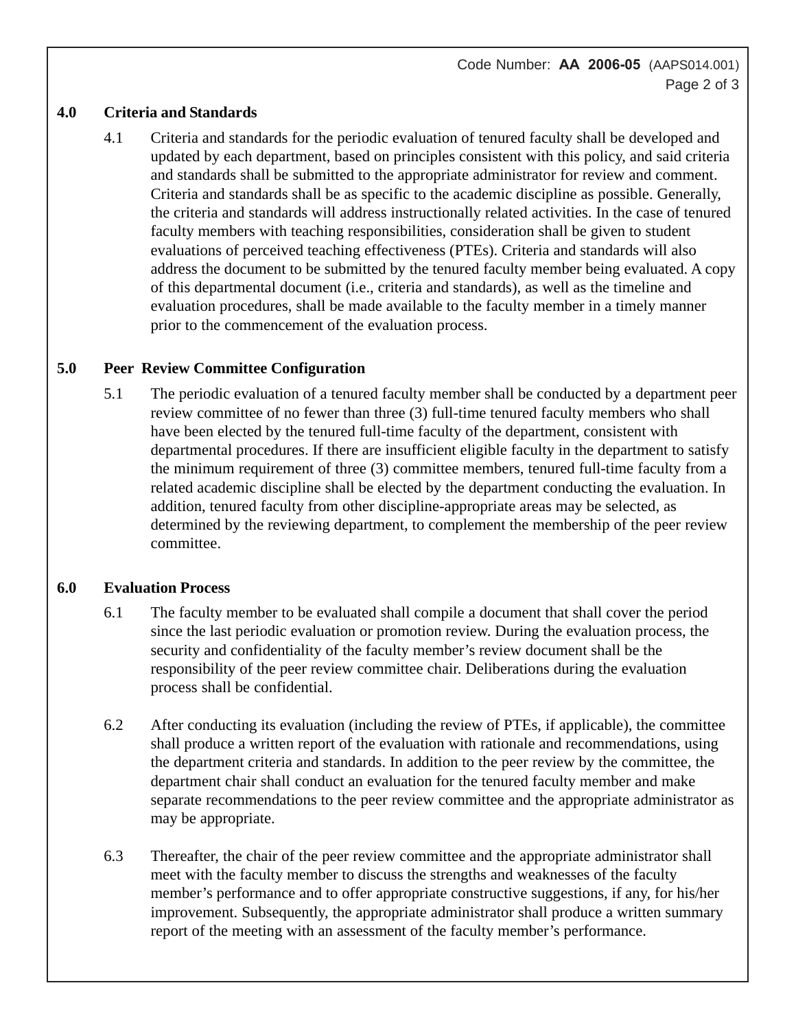## 4.0 Criteria and Standards

4.1 Criteria and standards for the periodic evaluation of tenured faculty shall be developed and updated by each department, based on principles consistent with this policy, and said criteria and standards shall be submitted to the appropriate administrator for review and comment. Criteria and standards shall be as specific to the academic discipline as possible. Generally, the criteria and standards will address instructionally related activities. In the case of tenured faculty members with teaching responsibilities, consideration shall be given to student evaluations of perceived teaching effectiveness (PTEs). Criteria and standards will also address the document to be submitted by the tenured faculty member being evaluated. A copy of this departmental document (i.e., criteria and standards), as well as the timeline and evaluation procedures, shall be made available to the faculty member in a timely manner prior to the commencement of the evaluation process.

## 5.0 Peer Review Committee Configuration

5.1 The periodic evaluation of a tenured faculty member shall be conducted by a department peer review committee of no fewer than three (3) full-time tenured faculty members who shall have been elected by the tenured full-time faculty of the department, consistent with departmental procedures. If there are insufficient eligible faculty in the department to satisfy the minimum requirement of three (3) committee members, tenured full-time faculty from a related academic discipline shall be elected by the department conducting the evaluation. In addition, tenured faculty from other discipline-appropriate areas may be selected, as determined by the reviewing department, to complement the membership of the peer review committee.

## 6.0 Evaluation Process

6.1 The faculty member to be evaluated shall compile a document that shall cover the period since the last periodic evaluation or promotion review. During the evaluation process, the security and confidentiality of the faculty member's review document shall be the responsibility of the peer review committee chair. Deliberations during the evaluation process shall be confidential.

6.2 After conducting its evaluation (including the review of PTEs, if applicable), the committee shall produce a written report of the evaluation with rationale and recommendations, using the department criteria and standards. In addition to the peer review by the committee, the department chair shall conduct an evaluation for the tenured faculty member and make separate recommendations to the peer review committee and the appropriate administrator as may be appropriate.

6.3 Thereafter, the chair of the peer review committee and the appropriate administrator shall meet with the faculty member to discuss the strengths and weaknesses of the faculty member's performance and to offer appropriate constructive suggestions, if any, for his/her improvement. Subsequently, the appropriate administrator shall produce a written summary report of the meeting with an assessment of the faculty member's performance.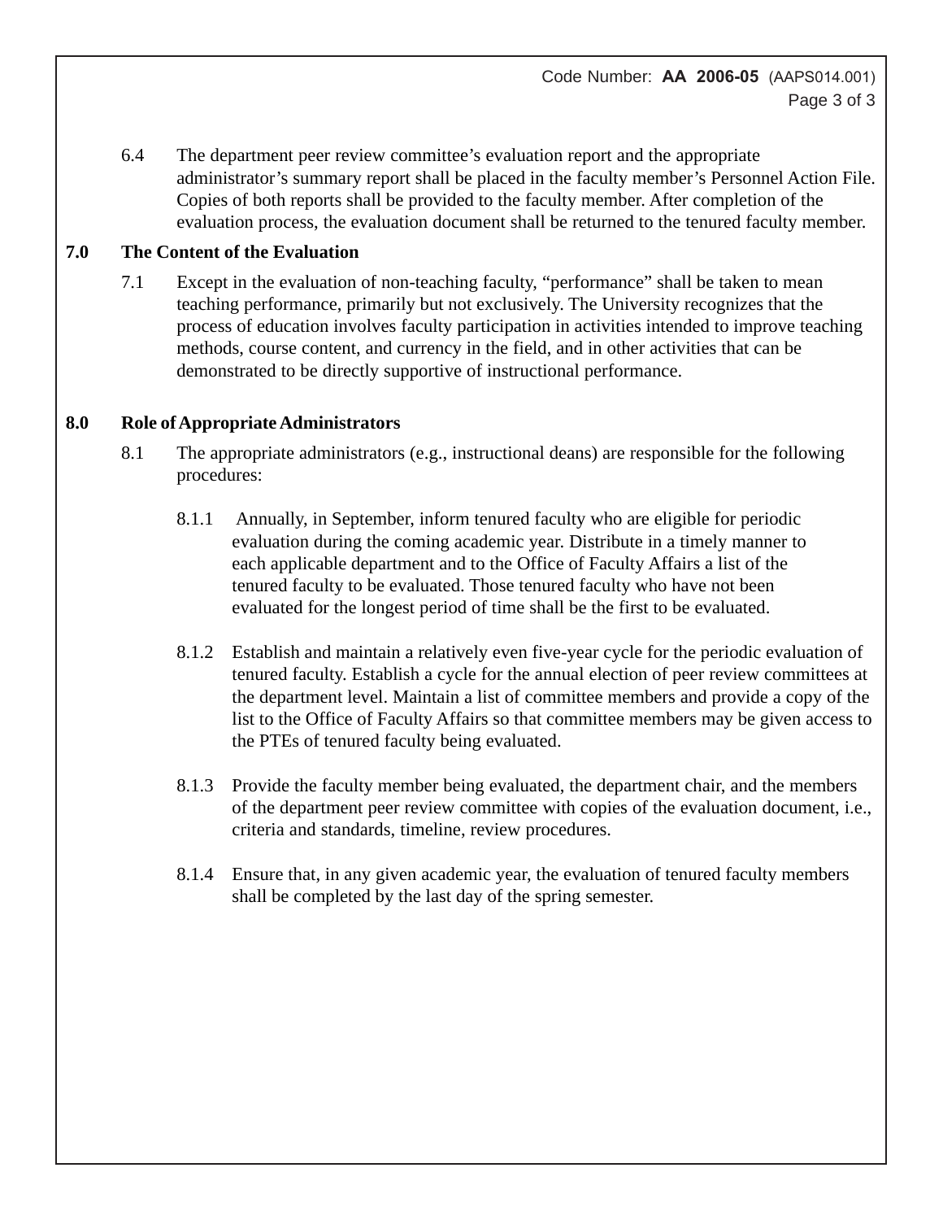6.4 The department peer review committee's evaluation report and the appropriate administrator's summary report shall be placed in the faculty member's Personnel Action File. Copies of both reports shall be provided to the faculty member. After completion of the evaluation process, the evaluation document shall be returned to the tenured faculty member.

## 7.0 The Content of the Evaluation

7.1 Except in the evaluation of non-teaching faculty, "performance" shall be taken to mean teaching performance, primarily but not exclusively. The University recognizes that the process of education involves faculty participation in activities intended to improve teaching methods, course content, and currency in the field, and in other activities that can be demonstrated to be directly supportive of instructional performance.

## 8.0 Role of Appropriate Administrators

8.1 The appropriate administrators (e.g., instructional deans) are responsible for the following procedures:

8.1.1 Annually, in September, inform tenured faculty who are eligible for periodic evaluation during the coming academic year. Distribute in a timely manner to each applicable department and to the Office of Faculty Affairs a list of the tenured faculty to be evaluated. Those tenured faculty who have not been evaluated for the longest period of time shall be the first to be evaluated.

8.1.2 Establish and maintain a relatively even five-year cycle for the periodic evaluation of tenured faculty. Establish a cycle for the annual election of peer review committees at the department level. Maintain a list of committee members and provide a copy of the list to the Office of Faculty Affairs so that committee members may be given access to the PTEs of tenured faculty being evaluated.

8.1.3 Provide the faculty member being evaluated, the department chair, and the members of the department peer review committee with copies of the evaluation document, i.e., criteria and standards, timeline, review procedures.

8.1.4 Ensure that, in any given academic year, the evaluation of tenured faculty members shall be completed by the last day of the spring semester.